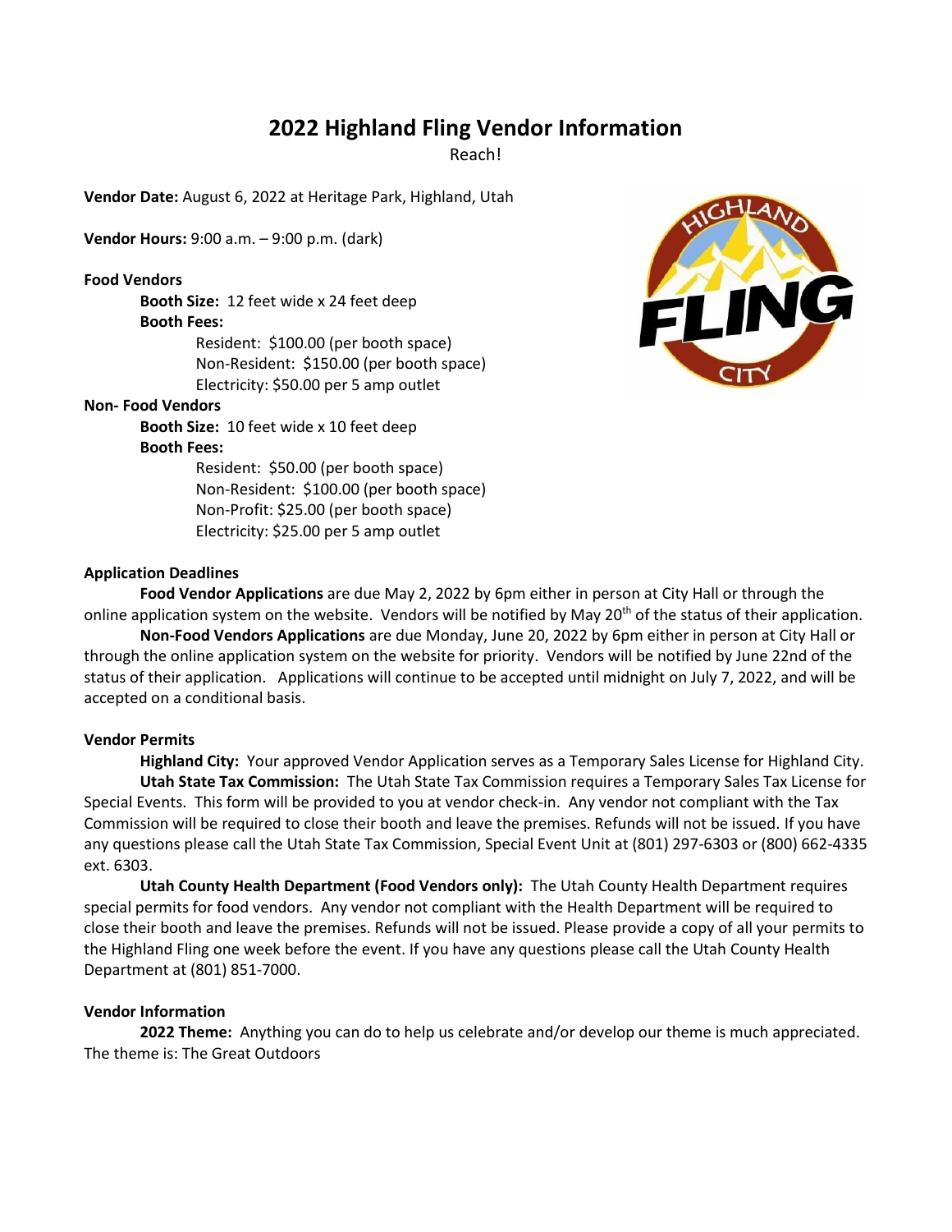# 2022 Highland Fling Vendor Information

Reach!

**Vendor Date:** August 6, 2022 at Heritage Park, Highland, Utah

**Vendor Hours:** 9:00 a.m. – 9:00 p.m. (dark)

**Food Vendors**

**Booth Size:** 12 feet wide x 24 feet deep

**Booth Fees:**

Resident: $100.00 (per booth space)
Non-Resident: $150.00 (per booth space)
Electricity: $50.00 per 5 amp outlet

**Non- Food Vendors**

**Booth Size:** 10 feet wide x 10 feet deep

**Booth Fees:**

Resident: $50.00 (per booth space)
Non-Resident: $100.00 (per booth space)
Non-Profit: $25.00 (per booth space)
Electricity: $25.00 per 5 amp outlet

**Application Deadlines**

**Food Vendor Applications** are due May 2, 2022 by 6pm either in person at City Hall or through the online application system on the website. Vendors will be notified by May 20th of the status of their application.

**Non-Food Vendors Applications** are due Monday, June 20, 2022 by 6pm either in person at City Hall or through the online application system on the website for priority. Vendors will be notified by June 22nd of the status of their application. Applications will continue to be accepted until midnight on July 7, 2022, and will be accepted on a conditional basis.

**Vendor Permits**

**Highland City:** Your approved Vendor Application serves as a Temporary Sales License for Highland City.

**Utah State Tax Commission:** The Utah State Tax Commission requires a Temporary Sales Tax License for Special Events. This form will be provided to you at vendor check-in. Any vendor not compliant with the Tax Commission will be required to close their booth and leave the premises. Refunds will not be issued. If you have any questions please call the Utah State Tax Commission, Special Event Unit at (801) 297-6303 or (800) 662-4335 ext. 6303.

**Utah County Health Department (Food Vendors only):** The Utah County Health Department requires special permits for food vendors. Any vendor not compliant with the Health Department will be required to close their booth and leave the premises. Refunds will not be issued. Please provide a copy of all your permits to the Highland Fling one week before the event. If you have any questions please call the Utah County Health Department at (801) 851-7000.

**Vendor Information**

**2022 Theme:** Anything you can do to help us celebrate and/or develop our theme is much appreciated. The theme is: The Great Outdoors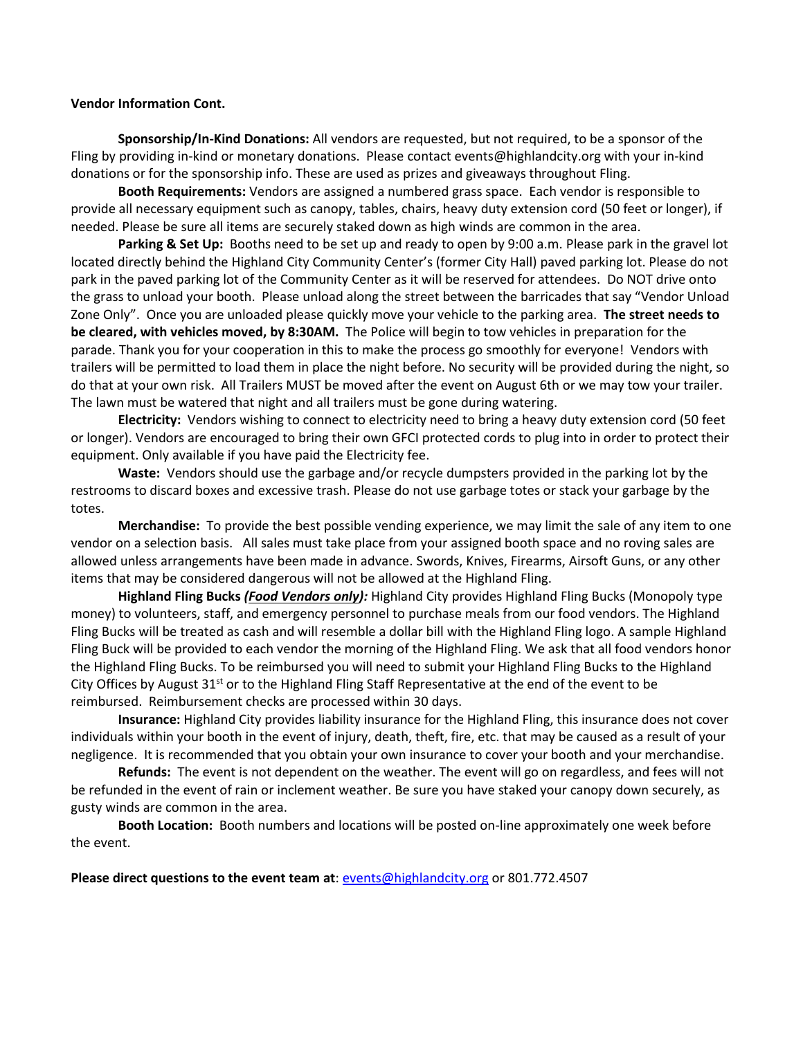**Vendor Information Cont.**

**Sponsorship/In-Kind Donations:** All vendors are requested, but not required, to be a sponsor of the Fling by providing in-kind or monetary donations. Please contact events@highlandcity.org with your in-kind donations or for the sponsorship info. These are used as prizes and giveaways throughout Fling.

**Booth Requirements:** Vendors are assigned a numbered grass space. Each vendor is responsible to provide all necessary equipment such as canopy, tables, chairs, heavy duty extension cord (50 feet or longer), if needed. Please be sure all items are securely staked down as high winds are common in the area.

**Parking & Set Up:** Booths need to be set up and ready to open by 9:00 a.m. Please park in the gravel lot located directly behind the Highland City Community Center's (former City Hall) paved parking lot. Please do not park in the paved parking lot of the Community Center as it will be reserved for attendees. Do NOT drive onto the grass to unload your booth. Please unload along the street between the barricades that say "Vendor Unload Zone Only". Once you are unloaded please quickly move your vehicle to the parking area. **The street needs to be cleared, with vehicles moved, by 8:30AM.** The Police will begin to tow vehicles in preparation for the parade. Thank you for your cooperation in this to make the process go smoothly for everyone! Vendors with trailers will be permitted to load them in place the night before. No security will be provided during the night, so do that at your own risk. All Trailers MUST be moved after the event on August 6th or we may tow your trailer. The lawn must be watered that night and all trailers must be gone during watering.

**Electricity:** Vendors wishing to connect to electricity need to bring a heavy duty extension cord (50 feet or longer). Vendors are encouraged to bring their own GFCI protected cords to plug into in order to protect their equipment. Only available if you have paid the Electricity fee.

**Waste:** Vendors should use the garbage and/or recycle dumpsters provided in the parking lot by the restrooms to discard boxes and excessive trash. Please do not use garbage totes or stack your garbage by the totes.

**Merchandise:** To provide the best possible vending experience, we may limit the sale of any item to one vendor on a selection basis. All sales must take place from your assigned booth space and no roving sales are allowed unless arrangements have been made in advance. Swords, Knives, Firearms, Airsoft Guns, or any other items that may be considered dangerous will not be allowed at the Highland Fling.

**Highland Fling Bucks *(Food Vendors only)*:** Highland City provides Highland Fling Bucks (Monopoly type money) to volunteers, staff, and emergency personnel to purchase meals from our food vendors. The Highland Fling Bucks will be treated as cash and will resemble a dollar bill with the Highland Fling logo. A sample Highland Fling Buck will be provided to each vendor the morning of the Highland Fling. We ask that all food vendors honor the Highland Fling Bucks. To be reimbursed you will need to submit your Highland Fling Bucks to the Highland City Offices by August 31st or to the Highland Fling Staff Representative at the end of the event to be reimbursed. Reimbursement checks are processed within 30 days.

**Insurance:** Highland City provides liability insurance for the Highland Fling, this insurance does not cover individuals within your booth in the event of injury, death, theft, fire, etc. that may be caused as a result of your negligence. It is recommended that you obtain your own insurance to cover your booth and your merchandise.

**Refunds:** The event is not dependent on the weather. The event will go on regardless, and fees will not be refunded in the event of rain or inclement weather. Be sure you have staked your canopy down securely, as gusty winds are common in the area.

**Booth Location:** Booth numbers and locations will be posted on-line approximately one week before the event.

**Please direct questions to the event team at**: events@highlandcity.org or 801.772.4507